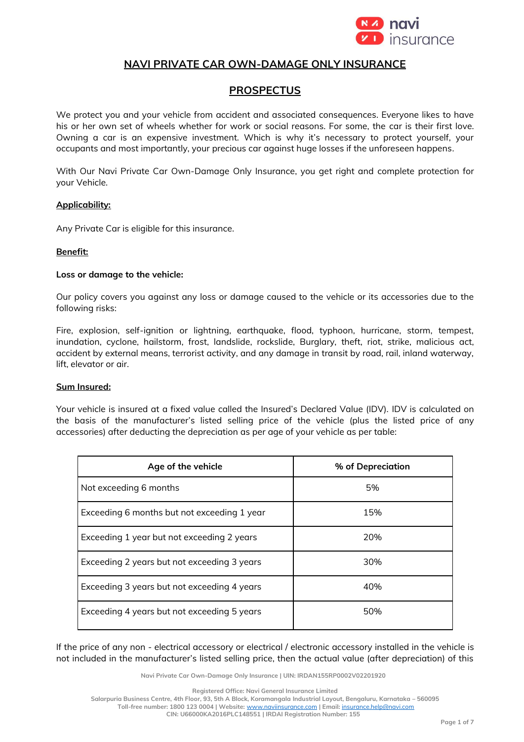# NAVI PRIVATE CAR OWN-DAMAGE ONLY INSURANCE

## PROSPECTUS

We protect you and your vehicle from accident and associated consequences. Everyone likes to have his or her own set of wheels whether for work or social reasons. For some, the car is their first love. Owning a car is an expensive investment. Which is why it's necessary to protect yourself, your occupants and most importantly, your precious car against huge losses if the unforeseen happens.

With Our Navi Private Car Own-Damage Only Insurance, you get right and complete protection for your Vehicle.

**Applicability:**

Any Private Car is eligible for this insurance.

**Benefit:**

**Loss or damage to the vehicle:**

Our policy covers you against any loss or damage caused to the vehicle or its accessories due to the following risks:

Fire, explosion, self-ignition or lightning, earthquake, flood, typhoon, hurricane, storm, tempest, inundation, cyclone, hailstorm, frost, landslide, rockslide, Burglary, theft, riot, strike, malicious act, accident by external means, terrorist activity, and any damage in transit by road, rail, inland waterway, lift, elevator or air.

**Sum Insured:**

Your vehicle is insured at a fixed value called the Insured's Declared Value (IDV). IDV is calculated on the basis of the manufacturer's listed selling price of the vehicle (plus the listed price of any accessories) after deducting the depreciation as per age of your vehicle as per table:

| Age of the vehicle | % of Depreciation |
|---|---|
| Not exceeding 6 months | 5% |
| Exceeding 6 months but not exceeding 1 year | 15% |
| Exceeding 1 year but not exceeding 2 years | 20% |
| Exceeding 2 years but not exceeding 3 years | 30% |
| Exceeding 3 years but not exceeding 4 years | 40% |
| Exceeding 4 years but not exceeding 5 years | 50% |

If the price of any non - electrical accessory or electrical / electronic accessory installed in the vehicle is not included in the manufacturer's listed selling price, then the actual value (after depreciation) of this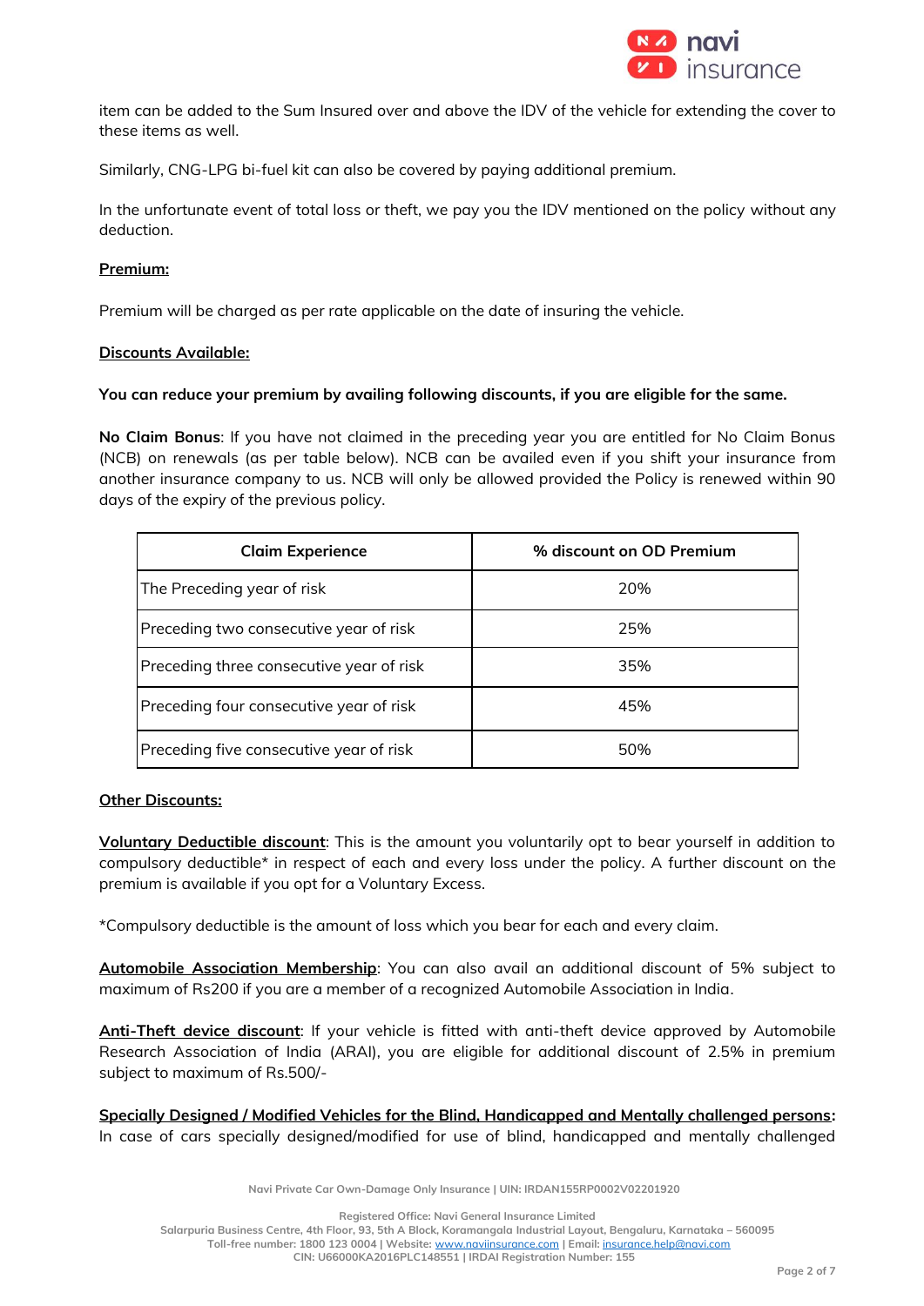item can be added to the Sum Insured over and above the IDV of the vehicle for extending the cover to these items as well.

Similarly, CNG-LPG bi-fuel kit can also be covered by paying additional premium.

In the unfortunate event of total loss or theft, we pay you the IDV mentioned on the policy without any deduction.

**Premium:**

Premium will be charged as per rate applicable on the date of insuring the vehicle.

**Discounts Available:**

**You can reduce your premium by availing following discounts, if you are eligible for the same.**

**No Claim Bonus**: If you have not claimed in the preceding year you are entitled for No Claim Bonus (NCB) on renewals (as per table below). NCB can be availed even if you shift your insurance from another insurance company to us. NCB will only be allowed provided the Policy is renewed within 90 days of the expiry of the previous policy.

| Claim Experience | % discount on OD Premium |
|---|---|
| The Preceding year of risk | 20% |
| Preceding two consecutive year of risk | 25% |
| Preceding three consecutive year of risk | 35% |
| Preceding four consecutive year of risk | 45% |
| Preceding five consecutive year of risk | 50% |

**Other Discounts:**

**Voluntary Deductible discount**: This is the amount you voluntarily opt to bear yourself in addition to compulsory deductible* in respect of each and every loss under the policy. A further discount on the premium is available if you opt for a Voluntary Excess.

*Compulsory deductible is the amount of loss which you bear for each and every claim.

**Automobile Association Membership**: You can also avail an additional discount of 5% subject to maximum of Rs200 if you are a member of a recognized Automobile Association in India.

**Anti-Theft device discount**: If your vehicle is fitted with anti-theft device approved by Automobile Research Association of India (ARAI), you are eligible for additional discount of 2.5% in premium subject to maximum of Rs.500/-

**Specially Designed / Modified Vehicles for the Blind, Handicapped and Mentally challenged persons:**
In case of cars specially designed/modified for use of blind, handicapped and mentally challenged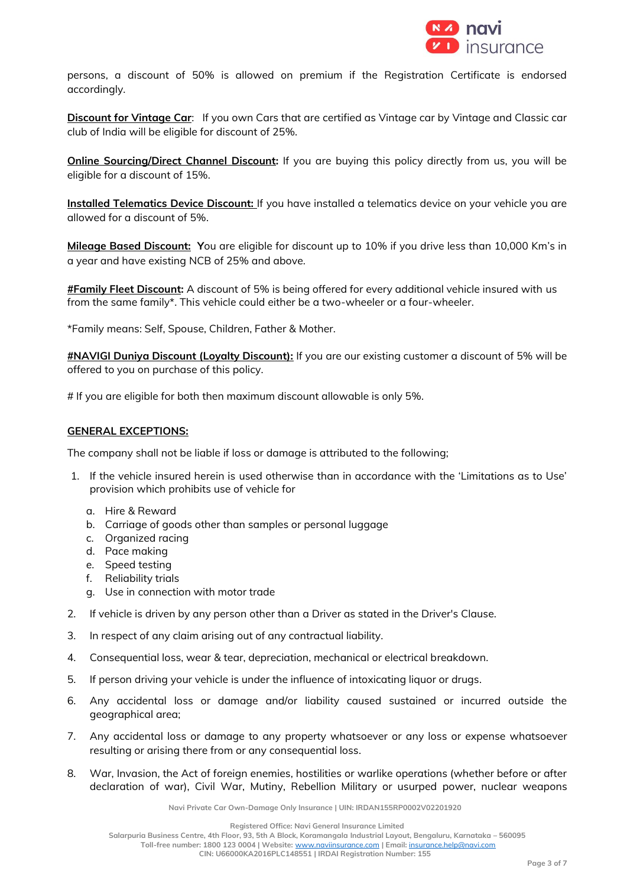persons, a discount of 50% is allowed on premium if the Registration Certificate is endorsed accordingly.

**Discount for Vintage Car**: If you own Cars that are certified as Vintage car by Vintage and Classic car club of India will be eligible for discount of 25%.

**Online Sourcing/Direct Channel Discount:** If you are buying this policy directly from us, you will be eligible for a discount of 15%.

**Installed Telematics Device Discount:** If you have installed a telematics device on your vehicle you are allowed for a discount of 5%.

**Mileage Based Discount:** **Y**ou are eligible for discount up to 10% if you drive less than 10,000 Km's in a year and have existing NCB of 25% and above.

**#Family Fleet Discount:** A discount of 5% is being offered for every additional vehicle insured with us from the same family*. This vehicle could either be a two-wheeler or a four-wheeler.

*Family means: Self, Spouse, Children, Father & Mother.

**#NAVIGI Duniya Discount (Loyalty Discount):** If you are our existing customer a discount of 5% will be offered to you on purchase of this policy.

# If you are eligible for both then maximum discount allowable is only 5%.

**GENERAL EXCEPTIONS:**

The company shall not be liable if loss or damage is attributed to the following;

1. If the vehicle insured herein is used otherwise than in accordance with the 'Limitations as to Use' provision which prohibits use of vehicle for
   a. Hire & Reward
   b. Carriage of goods other than samples or personal luggage
   c. Organized racing
   d. Pace making
   e. Speed testing
   f. Reliability trials
   g. Use in connection with motor trade
2. If vehicle is driven by any person other than a Driver as stated in the Driver's Clause.
3. In respect of any claim arising out of any contractual liability.
4. Consequential loss, wear & tear, depreciation, mechanical or electrical breakdown.
5. If person driving your vehicle is under the influence of intoxicating liquor or drugs.
6. Any accidental loss or damage and/or liability caused sustained or incurred outside the geographical area;
7. Any accidental loss or damage to any property whatsoever or any loss or expense whatsoever resulting or arising there from or any consequential loss.
8. War, Invasion, the Act of foreign enemies, hostilities or warlike operations (whether before or after declaration of war), Civil War, Mutiny, Rebellion Military or usurped power, nuclear weapons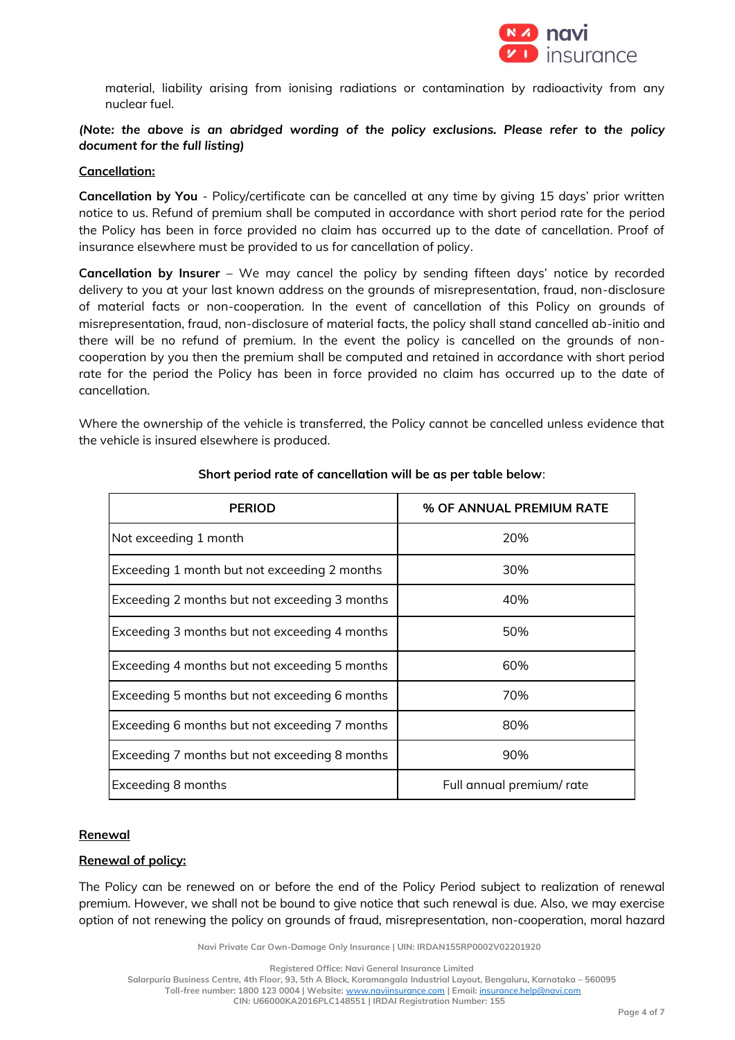material, liability arising from ionising radiations or contamination by radioactivity from any nuclear fuel.

***(Note: the above is an abridged wording of the policy exclusions. Please refer to the policy document for the full listing)***

**Cancellation:**

**Cancellation by You** - Policy/certificate can be cancelled at any time by giving 15 days' prior written notice to us. Refund of premium shall be computed in accordance with short period rate for the period the Policy has been in force provided no claim has occurred up to the date of cancellation. Proof of insurance elsewhere must be provided to us for cancellation of policy.

**Cancellation by Insurer** – We may cancel the policy by sending fifteen days' notice by recorded delivery to you at your last known address on the grounds of misrepresentation, fraud, non-disclosure of material facts or non-cooperation. In the event of cancellation of this Policy on grounds of misrepresentation, fraud, non-disclosure of material facts, the policy shall stand cancelled ab-initio and there will be no refund of premium. In the event the policy is cancelled on the grounds of non-cooperation by you then the premium shall be computed and retained in accordance with short period rate for the period the Policy has been in force provided no claim has occurred up to the date of cancellation.

Where the ownership of the vehicle is transferred, the Policy cannot be cancelled unless evidence that the vehicle is insured elsewhere is produced.

**Short period rate of cancellation will be as per table below**:

| PERIOD | % OF ANNUAL PREMIUM RATE |
| --- | --- |
| Not exceeding 1 month | 20% |
| Exceeding 1 month but not exceeding 2 months | 30% |
| Exceeding 2 months but not exceeding 3 months | 40% |
| Exceeding 3 months but not exceeding 4 months | 50% |
| Exceeding 4 months but not exceeding 5 months | 60% |
| Exceeding 5 months but not exceeding 6 months | 70% |
| Exceeding 6 months but not exceeding 7 months | 80% |
| Exceeding 7 months but not exceeding 8 months | 90% |
| Exceeding 8 months | Full annual premium/ rate |

**Renewal**

**Renewal of policy:**

The Policy can be renewed on or before the end of the Policy Period subject to realization of renewal premium. However, we shall not be bound to give notice that such renewal is due. Also, we may exercise option of not renewing the policy on grounds of fraud, misrepresentation, non-cooperation, moral hazard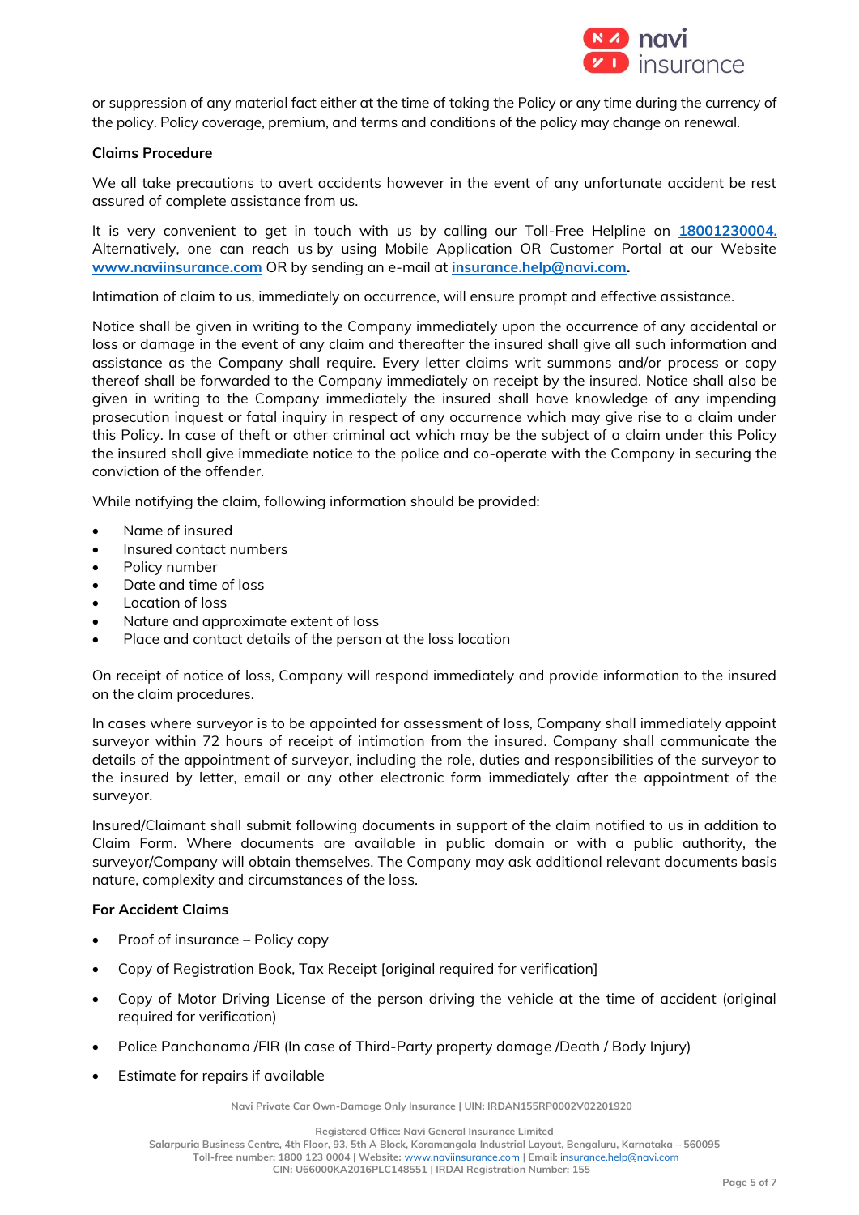or suppression of any material fact either at the time of taking the Policy or any time during the currency of the policy. Policy coverage, premium, and terms and conditions of the policy may change on renewal.

**Claims Procedure**

We all take precautions to avert accidents however in the event of any unfortunate accident be rest assured of complete assistance from us.

It is very convenient to get in touch with us by calling our Toll-Free Helpline on **18001230004.** Alternatively, one can reach us by using Mobile Application OR Customer Portal at our Website **www.naviinsurance.com** OR by sending an e-mail at **insurance.help@navi.com.**

Intimation of claim to us, immediately on occurrence, will ensure prompt and effective assistance.

Notice shall be given in writing to the Company immediately upon the occurrence of any accidental or loss or damage in the event of any claim and thereafter the insured shall give all such information and assistance as the Company shall require. Every letter claims writ summons and/or process or copy thereof shall be forwarded to the Company immediately on receipt by the insured. Notice shall also be given in writing to the Company immediately the insured shall have knowledge of any impending prosecution inquest or fatal inquiry in respect of any occurrence which may give rise to a claim under this Policy. In case of theft or other criminal act which may be the subject of a claim under this Policy the insured shall give immediate notice to the police and co-operate with the Company in securing the conviction of the offender.

While notifying the claim, following information should be provided:

- Name of insured
- Insured contact numbers
- Policy number
- Date and time of loss
- Location of loss
- Nature and approximate extent of loss
- Place and contact details of the person at the loss location

On receipt of notice of loss, Company will respond immediately and provide information to the insured on the claim procedures.

In cases where surveyor is to be appointed for assessment of loss, Company shall immediately appoint surveyor within 72 hours of receipt of intimation from the insured. Company shall communicate the details of the appointment of surveyor, including the role, duties and responsibilities of the surveyor to the insured by letter, email or any other electronic form immediately after the appointment of the surveyor.

Insured/Claimant shall submit following documents in support of the claim notified to us in addition to Claim Form. Where documents are available in public domain or with a public authority, the surveyor/Company will obtain themselves. The Company may ask additional relevant documents basis nature, complexity and circumstances of the loss.

**For Accident Claims**

- Proof of insurance – Policy copy
- Copy of Registration Book, Tax Receipt [original required for verification]
- Copy of Motor Driving License of the person driving the vehicle at the time of accident (original required for verification)
- Police Panchanama /FIR (In case of Third-Party property damage /Death / Body Injury)
- Estimate for repairs if available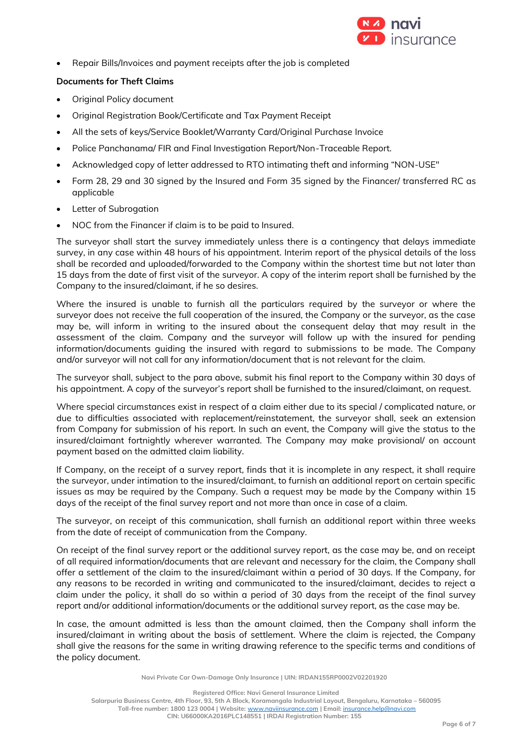- Repair Bills/Invoices and payment receipts after the job is completed

**Documents for Theft Claims**

- Original Policy document
- Original Registration Book/Certificate and Tax Payment Receipt
- All the sets of keys/Service Booklet/Warranty Card/Original Purchase Invoice
- Police Panchanama/ FIR and Final Investigation Report/Non-Traceable Report.
- Acknowledged copy of letter addressed to RTO intimating theft and informing "NON-USE"
- Form 28, 29 and 30 signed by the Insured and Form 35 signed by the Financer/ transferred RC as applicable
- Letter of Subrogation
- NOC from the Financer if claim is to be paid to Insured.

The surveyor shall start the survey immediately unless there is a contingency that delays immediate survey, in any case within 48 hours of his appointment. Interim report of the physical details of the loss shall be recorded and uploaded/forwarded to the Company within the shortest time but not later than 15 days from the date of first visit of the surveyor. A copy of the interim report shall be furnished by the Company to the insured/claimant, if he so desires.

Where the insured is unable to furnish all the particulars required by the surveyor or where the surveyor does not receive the full cooperation of the insured, the Company or the surveyor, as the case may be, will inform in writing to the insured about the consequent delay that may result in the assessment of the claim. Company and the surveyor will follow up with the insured for pending information/documents guiding the insured with regard to submissions to be made. The Company and/or surveyor will not call for any information/document that is not relevant for the claim.

The surveyor shall, subject to the para above, submit his final report to the Company within 30 days of his appointment. A copy of the surveyor's report shall be furnished to the insured/claimant, on request.

Where special circumstances exist in respect of a claim either due to its special / complicated nature, or due to difficulties associated with replacement/reinstatement, the surveyor shall, seek an extension from Company for submission of his report. In such an event, the Company will give the status to the insured/claimant fortnightly wherever warranted. The Company may make provisional/ on account payment based on the admitted claim liability.

If Company, on the receipt of a survey report, finds that it is incomplete in any respect, it shall require the surveyor, under intimation to the insured/claimant, to furnish an additional report on certain specific issues as may be required by the Company. Such a request may be made by the Company within 15 days of the receipt of the final survey report and not more than once in case of a claim.

The surveyor, on receipt of this communication, shall furnish an additional report within three weeks from the date of receipt of communication from the Company.

On receipt of the final survey report or the additional survey report, as the case may be, and on receipt of all required information/documents that are relevant and necessary for the claim, the Company shall offer a settlement of the claim to the insured/claimant within a period of 30 days. If the Company, for any reasons to be recorded in writing and communicated to the insured/claimant, decides to reject a claim under the policy, it shall do so within a period of 30 days from the receipt of the final survey report and/or additional information/documents or the additional survey report, as the case may be.

In case, the amount admitted is less than the amount claimed, then the Company shall inform the insured/claimant in writing about the basis of settlement. Where the claim is rejected, the Company shall give the reasons for the same in writing drawing reference to the specific terms and conditions of the policy document.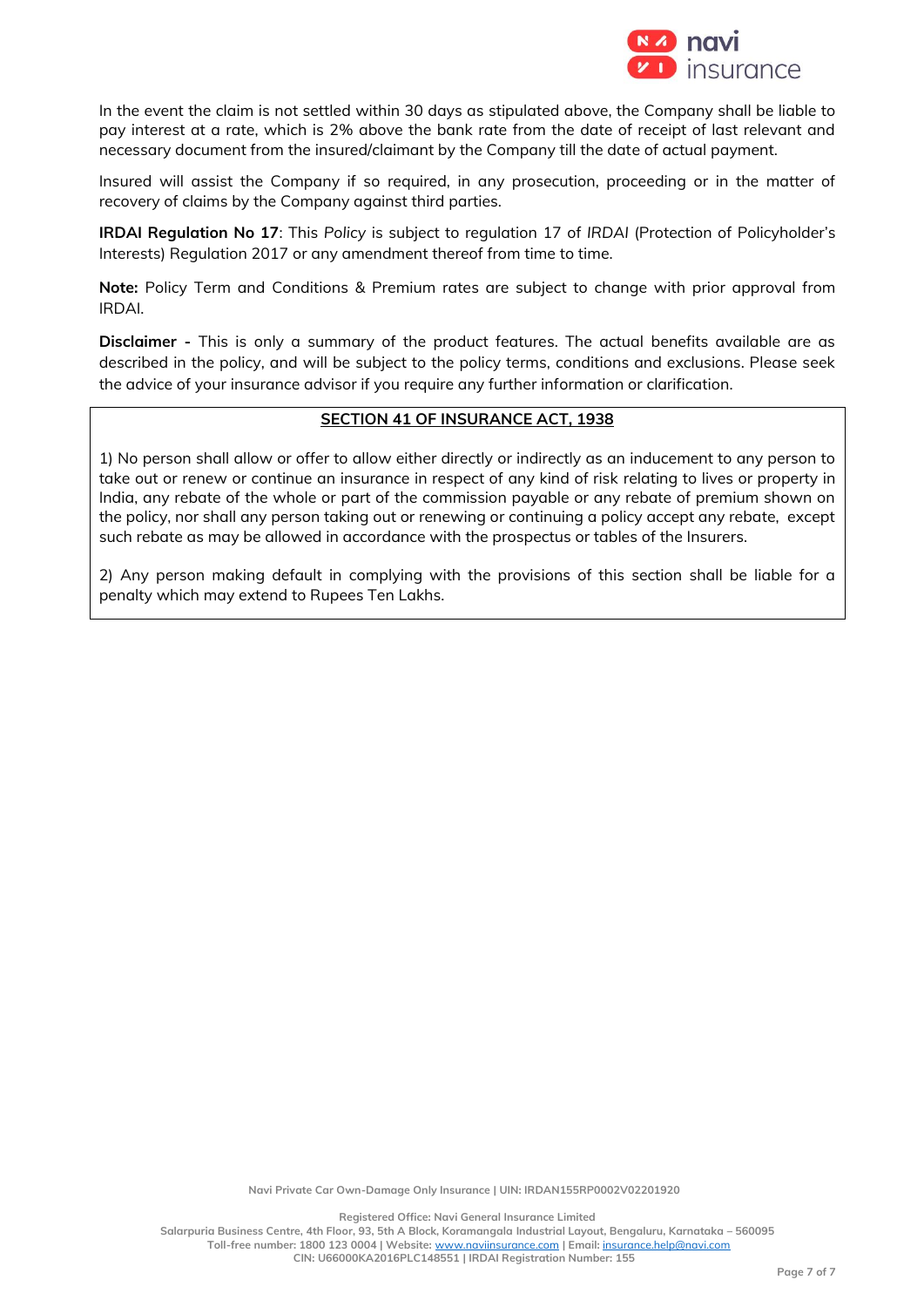In the event the claim is not settled within 30 days as stipulated above, the Company shall be liable to pay interest at a rate, which is 2% above the bank rate from the date of receipt of last relevant and necessary document from the insured/claimant by the Company till the date of actual payment.

Insured will assist the Company if so required, in any prosecution, proceeding or in the matter of recovery of claims by the Company against third parties.

**IRDAI Regulation No 17**: This *Policy* is subject to regulation 17 of *IRDAI* (Protection of Policyholder's Interests) Regulation 2017 or any amendment thereof from time to time.

**Note:** Policy Term and Conditions & Premium rates are subject to change with prior approval from IRDAI.

**Disclaimer -** This is only a summary of the product features. The actual benefits available are as described in the policy, and will be subject to the policy terms, conditions and exclusions. Please seek the advice of your insurance advisor if you require any further information or clarification.

## SECTION 41 OF INSURANCE ACT, 1938

1) No person shall allow or offer to allow either directly or indirectly as an inducement to any person to take out or renew or continue an insurance in respect of any kind of risk relating to lives or property in India, any rebate of the whole or part of the commission payable or any rebate of premium shown on the policy, nor shall any person taking out or renewing or continuing a policy accept any rebate, except such rebate as may be allowed in accordance with the prospectus or tables of the Insurers.

2) Any person making default in complying with the provisions of this section shall be liable for a penalty which may extend to Rupees Ten Lakhs.